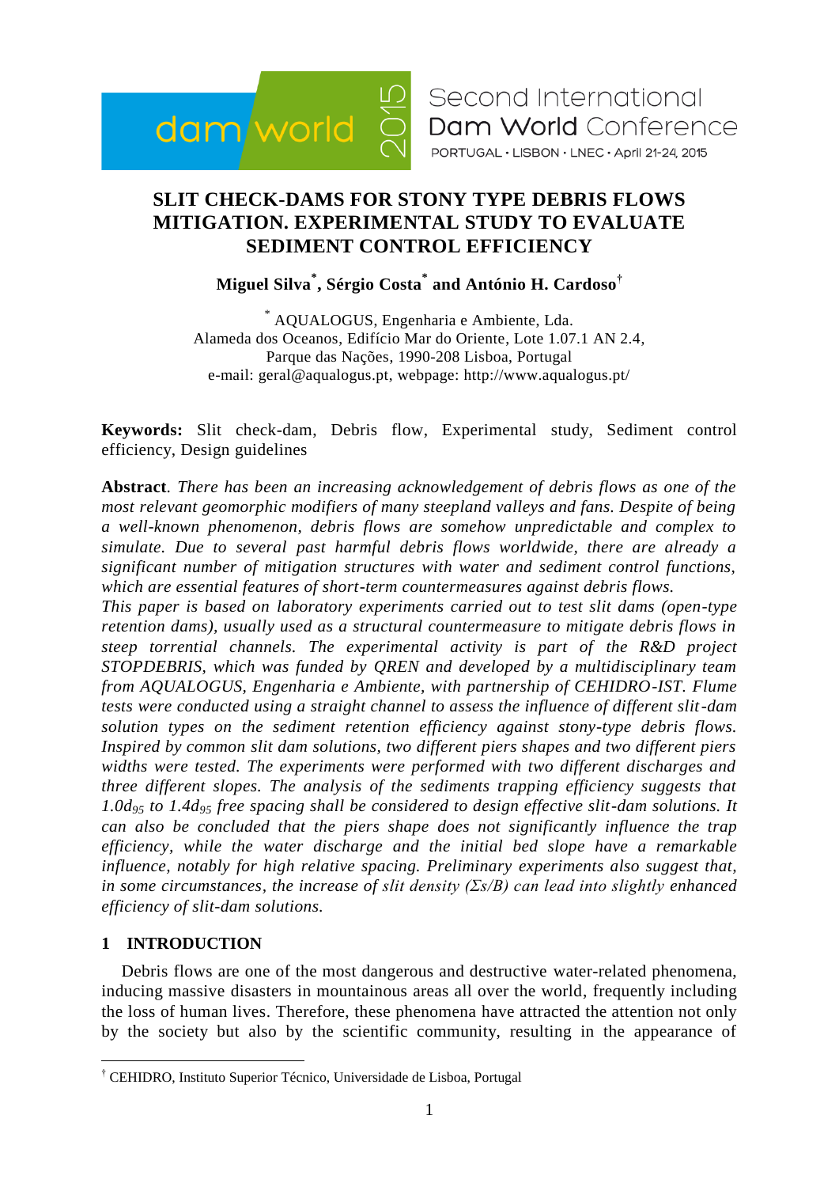# SLIT CHECK-DAMS FOR STONY TYPE DEBRIS FLOWS MITIGATION. EXPERIMENTAL STUDY TO EVALUATE SEDIMENT CONTROL EFFICIENCY

**Miguel Silva[*], Sérgio Costa[*] and António H. Cardoso[†]**

[*] AQUALOGUS, Engenharia e Ambiente, Lda.
Alameda dos Oceanos, Edifício Mar do Oriente, Lote 1.07.1 AN 2.4,
Parque das Nações, 1990-208 Lisboa, Portugal
e-mail: geral@aqualogus.pt, webpage: http://www.aqualogus.pt/

**Keywords:** Slit check-dam, Debris flow, Experimental study, Sediment control efficiency, Design guidelines

**Abstract**. *There has been an increasing acknowledgement of debris flows as one of the most relevant geomorphic modifiers of many steepland valleys and fans. Despite of being a well-known phenomenon, debris flows are somehow unpredictable and complex to simulate. Due to several past harmful debris flows worldwide, there are already a significant number of mitigation structures with water and sediment control functions, which are essential features of short-term countermeasures against debris flows.*

*This paper is based on laboratory experiments carried out to test slit dams (open-type retention dams), usually used as a structural countermeasure to mitigate debris flows in steep torrential channels. The experimental activity is part of the R&D project STOPDEBRIS, which was funded by QREN and developed by a multidisciplinary team from AQUALOGUS, Engenharia e Ambiente, with partnership of CEHIDRO-IST. Flume tests were conducted using a straight channel to assess the influence of different slit-dam solution types on the sediment retention efficiency against stony-type debris flows. Inspired by common slit dam solutions, two different piers shapes and two different piers widths were tested. The experiments were performed with two different discharges and three different slopes. The analysis of the sediments trapping efficiency suggests that* $1.0d_{95}$ *to* $1.4d_{95}$ *free spacing shall be considered to design effective slit-dam solutions. It can also be concluded that the piers shape does not significantly influence the trap efficiency, while the water discharge and the initial bed slope have a remarkable influence, notably for high relative spacing. Preliminary experiments also suggest that, in some circumstances, the increase of slit density* ($\Sigma s/B$) *can lead into slightly enhanced efficiency of slit-dam solutions.*

## 1 INTRODUCTION

Debris flows are one of the most dangerous and destructive water-related phenomena, inducing massive disasters in mountainous areas all over the world, frequently including the loss of human lives. Therefore, these phenomena have attracted the attention not only by the society but also by the scientific community, resulting in the appearance of

[†] CEHIDRO, Instituto Superior Técnico, Universidade de Lisboa, Portugal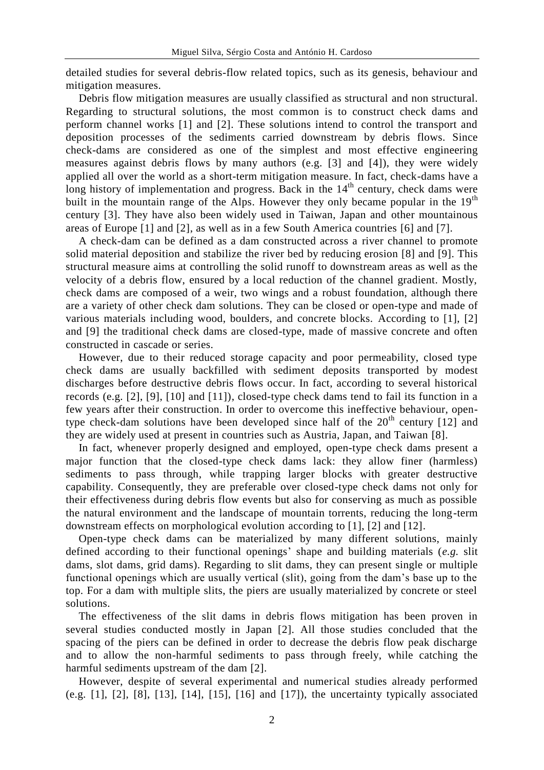detailed studies for several debris-flow related topics, such as its genesis, behaviour and mitigation measures.

Debris flow mitigation measures are usually classified as structural and non structural. Regarding to structural solutions, the most common is to construct check dams and perform channel works [1] and [2]. These solutions intend to control the transport and deposition processes of the sediments carried downstream by debris flows. Since check-dams are considered as one of the simplest and most effective engineering measures against debris flows by many authors (e.g. [3] and [4]), they were widely applied all over the world as a short-term mitigation measure. In fact, check-dams have a long history of implementation and progress. Back in the $14^{th}$ century, check dams were built in the mountain range of the Alps. However they only became popular in the $19^{th}$ century [3]. They have also been widely used in Taiwan, Japan and other mountainous areas of Europe [1] and [2], as well as in a few South America countries [6] and [7].

A check-dam can be defined as a dam constructed across a river channel to promote solid material deposition and stabilize the river bed by reducing erosion [8] and [9]. This structural measure aims at controlling the solid runoff to downstream areas as well as the velocity of a debris flow, ensured by a local reduction of the channel gradient. Mostly, check dams are composed of a weir, two wings and a robust foundation, although there are a variety of other check dam solutions. They can be closed or open-type and made of various materials including wood, boulders, and concrete blocks. According to [1], [2] and [9] the traditional check dams are closed-type, made of massive concrete and often constructed in cascade or series.

However, due to their reduced storage capacity and poor permeability, closed type check dams are usually backfilled with sediment deposits transported by modest discharges before destructive debris flows occur. In fact, according to several historical records (e.g. [2], [9], [10] and [11]), closed-type check dams tend to fail its function in a few years after their construction. In order to overcome this ineffective behaviour, open-type check-dam solutions have been developed since half of the $20^{th}$ century [12] and they are widely used at present in countries such as Austria, Japan, and Taiwan [8].

In fact, whenever properly designed and employed, open-type check dams present a major function that the closed-type check dams lack: they allow finer (harmless) sediments to pass through, while trapping larger blocks with greater destructive capability. Consequently, they are preferable over closed-type check dams not only for their effectiveness during debris flow events but also for conserving as much as possible the natural environment and the landscape of mountain torrents, reducing the long-term downstream effects on morphological evolution according to [1], [2] and [12].

Open-type check dams can be materialized by many different solutions, mainly defined according to their functional openings' shape and building materials (*e.g.* slit dams, slot dams, grid dams). Regarding to slit dams, they can present single or multiple functional openings which are usually vertical (slit), going from the dam's base up to the top. For a dam with multiple slits, the piers are usually materialized by concrete or steel solutions.

The effectiveness of the slit dams in debris flows mitigation has been proven in several studies conducted mostly in Japan [2]. All those studies concluded that the spacing of the piers can be defined in order to decrease the debris flow peak discharge and to allow the non-harmful sediments to pass through freely, while catching the harmful sediments upstream of the dam [2].

However, despite of several experimental and numerical studies already performed (e.g. [1], [2], [8], [13], [14], [15], [16] and [17]), the uncertainty typically associated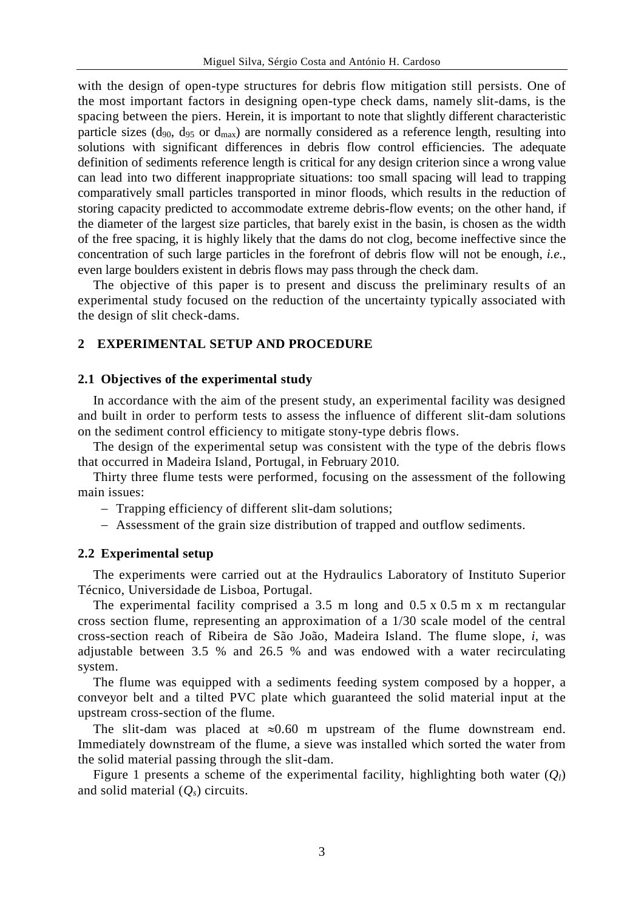with the design of open-type structures for debris flow mitigation still persists. One of the most important factors in designing open-type check dams, namely slit-dams, is the spacing between the piers. Herein, it is important to note that slightly different characteristic particle sizes ($d_{90}$, $d_{95}$ or $d_{max}$) are normally considered as a reference length, resulting into solutions with significant differences in debris flow control efficiencies. The adequate definition of sediments reference length is critical for any design criterion since a wrong value can lead into two different inappropriate situations: too small spacing will lead to trapping comparatively small particles transported in minor floods, which results in the reduction of storing capacity predicted to accommodate extreme debris-flow events; on the other hand, if the diameter of the largest size particles, that barely exist in the basin, is chosen as the width of the free spacing, it is highly likely that the dams do not clog, become ineffective since the concentration of such large particles in the forefront of debris flow will not be enough, *i.e.*, even large boulders existent in debris flows may pass through the check dam.

The objective of this paper is to present and discuss the preliminary results of an experimental study focused on the reduction of the uncertainty typically associated with the design of slit check-dams.

## 2 EXPERIMENTAL SETUP AND PROCEDURE

### 2.1 Objectives of the experimental study

In accordance with the aim of the present study, an experimental facility was designed and built in order to perform tests to assess the influence of different slit-dam solutions on the sediment control efficiency to mitigate stony-type debris flows.

The design of the experimental setup was consistent with the type of the debris flows that occurred in Madeira Island, Portugal, in February 2010.

Thirty three flume tests were performed, focusing on the assessment of the following main issues:

- Trapping efficiency of different slit-dam solutions;
- Assessment of the grain size distribution of trapped and outflow sediments.

### 2.2 Experimental setup

The experiments were carried out at the Hydraulics Laboratory of Instituto Superior Técnico, Universidade de Lisboa, Portugal.

The experimental facility comprised a 3.5 m long and 0.5 x 0.5 m x m rectangular cross section flume, representing an approximation of a 1/30 scale model of the central cross-section reach of Ribeira de São João, Madeira Island. The flume slope, $i$, was adjustable between 3.5 % and 26.5 % and was endowed with a water recirculating system.

The flume was equipped with a sediments feeding system composed by a hopper, a conveyor belt and a tilted PVC plate which guaranteed the solid material input at the upstream cross-section of the flume.

The slit-dam was placed at $\approx$0.60 m upstream of the flume downstream end. Immediately downstream of the flume, a sieve was installed which sorted the water from the solid material passing through the slit-dam.

Figure 1 presents a scheme of the experimental facility, highlighting both water ($Q_l$) and solid material ($Q_s$) circuits.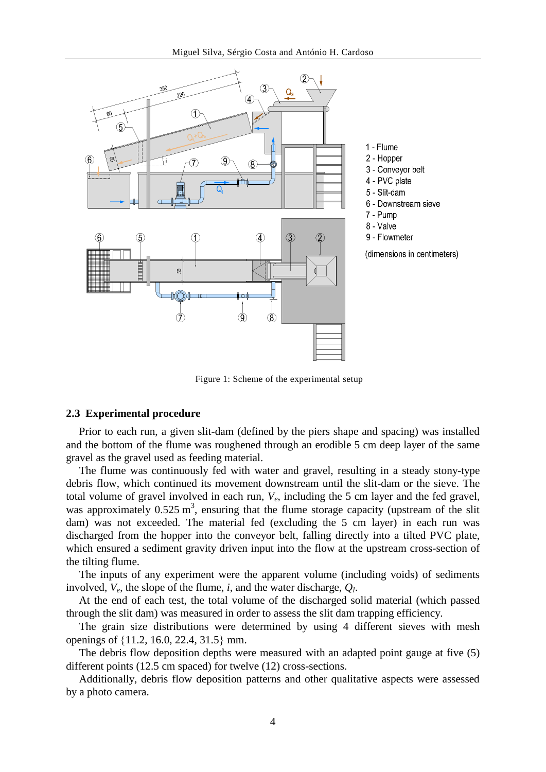1 - Flume
2 - Hopper
3 - Conveyor belt
4 - PVC plate
5 - Slit-dam
6 - Downstream sieve
7 - Pump
8 - Valve
9 - Flowmeter

(dimensions in centimeters)

Figure 1: Scheme of the experimental setup

### 2.3 Experimental procedure

Prior to each run, a given slit-dam (defined by the piers shape and spacing) was installed and the bottom of the flume was roughened through an erodible 5 cm deep layer of the same gravel as the gravel used as feeding material.

The flume was continuously fed with water and gravel, resulting in a steady stony-type debris flow, which continued its movement downstream until the slit-dam or the sieve. The total volume of gravel involved in each run, $V_e$, including the 5 cm layer and the fed gravel, was approximately 0.525 $m^3$, ensuring that the flume storage capacity (upstream of the slit dam) was not exceeded. The material fed (excluding the 5 cm layer) in each run was discharged from the hopper into the conveyor belt, falling directly into a tilted PVC plate, which ensured a sediment gravity driven input into the flow at the upstream cross-section of the tilting flume.

The inputs of any experiment were the apparent volume (including voids) of sediments involved, $V_e$, the slope of the flume, $i$, and the water discharge, $Q_l$.

At the end of each test, the total volume of the discharged solid material (which passed through the slit dam) was measured in order to assess the slit dam trapping efficiency.

The grain size distributions were determined by using 4 different sieves with mesh openings of {11.2, 16.0, 22.4, 31.5} mm.

The debris flow deposition depths were measured with an adapted point gauge at five (5) different points (12.5 cm spaced) for twelve (12) cross-sections.

Additionally, debris flow deposition patterns and other qualitative aspects were assessed by a photo camera.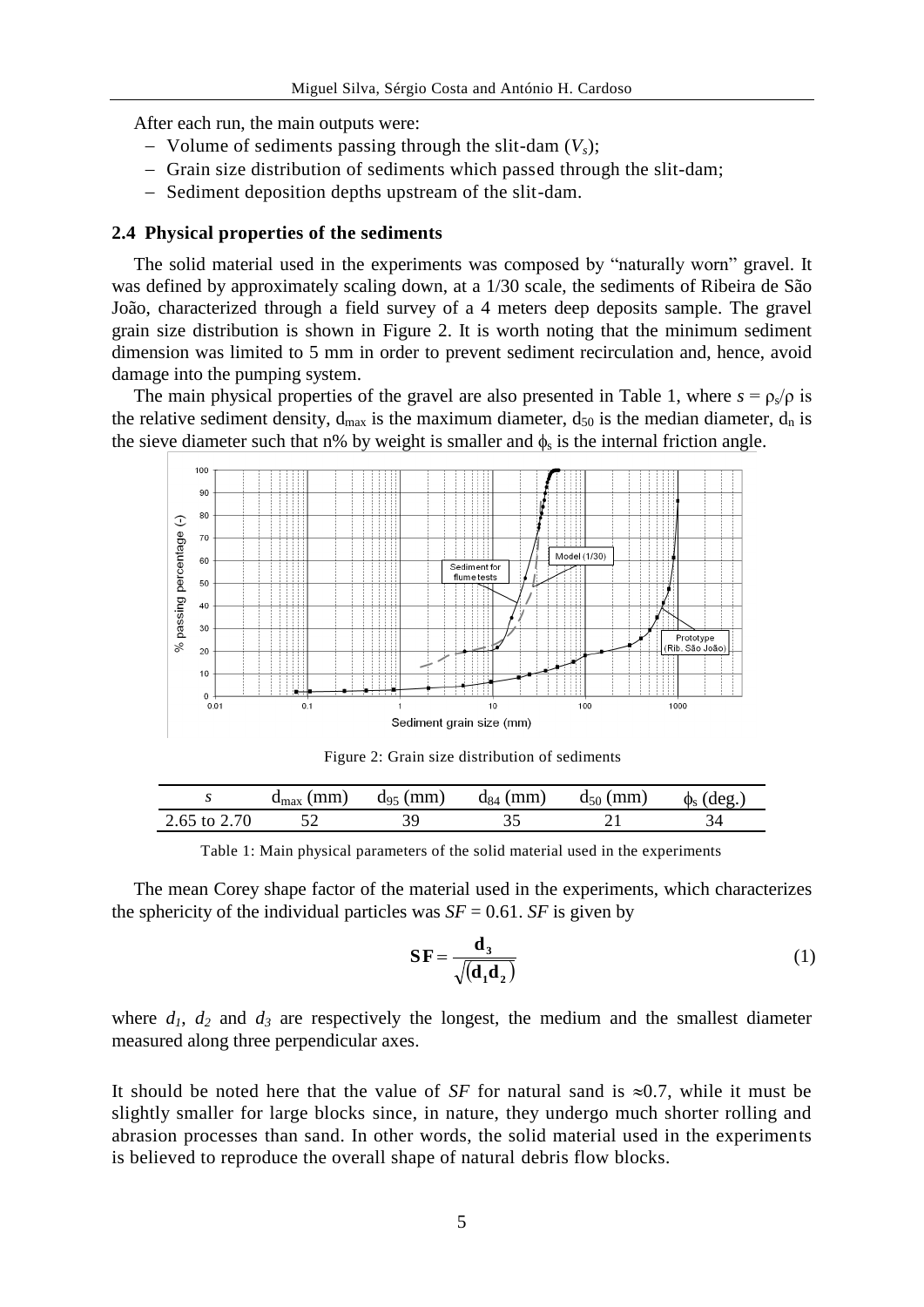After each run, the main outputs were:

- Volume of sediments passing through the slit-dam ($V_s$);
- Grain size distribution of sediments which passed through the slit-dam;
- Sediment deposition depths upstream of the slit-dam.

### 2.4 Physical properties of the sediments

The solid material used in the experiments was composed by "naturally worn" gravel. It was defined by approximately scaling down, at a 1/30 scale, the sediments of Ribeira de São João, characterized through a field survey of a 4 meters deep deposits sample. The gravel grain size distribution is shown in Figure 2. It is worth noting that the minimum sediment dimension was limited to 5 mm in order to prevent sediment recirculation and, hence, avoid damage into the pumping system.

The main physical properties of the gravel are also presented in Table 1, where $s = \rho_s/\rho$ is the relative sediment density, $d_{max}$ is the maximum diameter, $d_{50}$ is the median diameter, $d_n$ is the sieve diameter such that n% by weight is smaller and $\phi_s$ is the internal friction angle.

Figure 2: Grain size distribution of sediments

| $s$ | $d_{max}$ (mm) | $d_{95}$ (mm) | $d_{84}$ (mm) | $d_{50}$ (mm) | $\phi_s$ (deg.) |
|---|---|---|---|---|---|
| 2.65 to 2.70 | 52 | 39 | 35 | 21 | 34 |

Table 1: Main physical parameters of the solid material used in the experiments

The mean Corey shape factor of the material used in the experiments, which characterizes the sphericity of the individual particles was $SF = 0.61$. $SF$ is given by

$$\mathbf{SF} = \frac{\mathbf{d_3}}{\sqrt{(\mathbf{d_1 d_2})}} \tag{1}$$

where $d_1$, $d_2$ and $d_3$ are respectively the longest, the medium and the smallest diameter measured along three perpendicular axes.

It should be noted here that the value of $SF$ for natural sand is $\approx 0.7$, while it must be slightly smaller for large blocks since, in nature, they undergo much shorter rolling and abrasion processes than sand. In other words, the solid material used in the experiments is believed to reproduce the overall shape of natural debris flow blocks.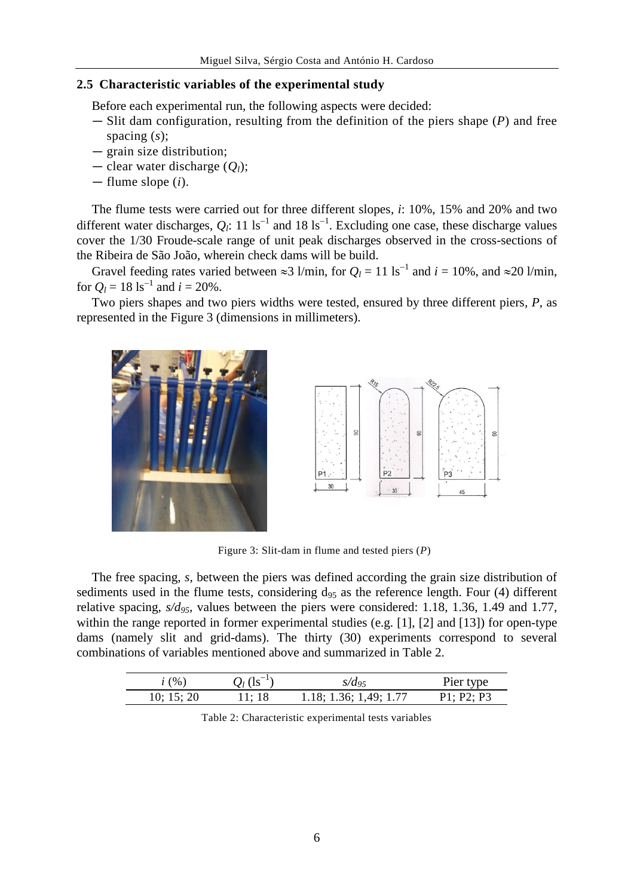### 2.5 Characteristic variables of the experimental study

Before each experimental run, the following aspects were decided:

- Slit dam configuration, resulting from the definition of the piers shape (*P*) and free spacing (*s*);
- grain size distribution;
- clear water discharge ($Q_l$);
- flume slope (*i*).

The flume tests were carried out for three different slopes, *i*: 10%, 15% and 20% and two different water discharges, $Q_l$: 11 $ls^{-1}$ and 18 $ls^{-1}$. Excluding one case, these discharge values cover the 1/30 Froude-scale range of unit peak discharges observed in the cross-sections of the Ribeira de São João, wherein check dams will be build.

Gravel feeding rates varied between ≈3 l/min, for $Q_l$ = 11 $ls^{-1}$ and $i$ = 10%, and ≈20 l/min, for $Q_l$ = 18 $ls^{-1}$ and $i$ = 20%.

Two piers shapes and two piers widths were tested, ensured by three different piers, *P*, as represented in the Figure 3 (dimensions in millimeters).

Figure 3: Slit-dam in flume and tested piers (*P*)

The free spacing, *s*, between the piers was defined according the grain size distribution of sediments used in the flume tests, considering $d_{95}$ as the reference length. Four (4) different relative spacing, $s/d_{95}$, values between the piers were considered: 1.18, 1.36, 1.49 and 1.77, within the range reported in former experimental studies (e.g. [1], [2] and [13]) for open-type dams (namely slit and grid-dams). The thirty (30) experiments correspond to several combinations of variables mentioned above and summarized in Table 2.

| $i$ (%) | $Q_l$ ($ls^{-1}$) | $s/d_{95}$ | Pier type |
|---|---|---|---|
| 10; 15; 20 | 11; 18 | 1.18; 1.36; 1,49; 1.77 | P1; P2; P3 |

Table 2: Characteristic experimental tests variables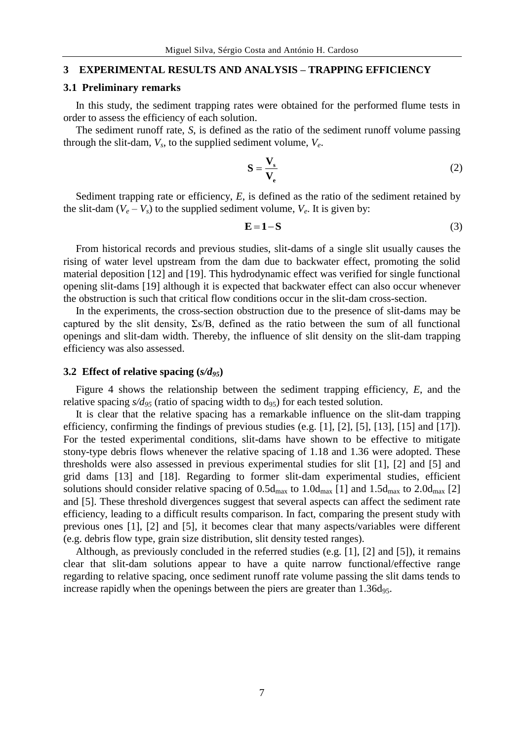## 3 EXPERIMENTAL RESULTS AND ANALYSIS – TRAPPING EFFICIENCY

### 3.1 Preliminary remarks

In this study, the sediment trapping rates were obtained for the performed flume tests in order to assess the efficiency of each solution.

The sediment runoff rate, *S*, is defined as the ratio of the sediment runoff volume passing through the slit-dam, $V_s$, to the supplied sediment volume, $V_e$.

$$\mathbf{S} = \frac{\mathbf{V_s}}{\mathbf{V_e}} \tag{2}$$

Sediment trapping rate or efficiency, *E*, is defined as the ratio of the sediment retained by the slit-dam ($V_e - V_s$) to the supplied sediment volume, $V_e$. It is given by:

$$\mathbf{E} = \mathbf{1} - \mathbf{S} \tag{3}$$

From historical records and previous studies, slit-dams of a single slit usually causes the rising of water level upstream from the dam due to backwater effect, promoting the solid material deposition [12] and [19]. This hydrodynamic effect was verified for single functional opening slit-dams [19] although it is expected that backwater effect can also occur whenever the obstruction is such that critical flow conditions occur in the slit-dam cross-section.

In the experiments, the cross-section obstruction due to the presence of slit-dams may be captured by the slit density, Σs/B, defined as the ratio between the sum of all functional openings and slit-dam width. Thereby, the influence of slit density on the slit-dam trapping efficiency was also assessed.

### 3.2 Effect of relative spacing ($s/d_{95}$)

Figure 4 shows the relationship between the sediment trapping efficiency, *E*, and the relative spacing $s/d_{95}$ (ratio of spacing width to $d_{95}$) for each tested solution.

It is clear that the relative spacing has a remarkable influence on the slit-dam trapping efficiency, confirming the findings of previous studies (e.g. [1], [2], [5], [13], [15] and [17]). For the tested experimental conditions, slit-dams have shown to be effective to mitigate stony-type debris flows whenever the relative spacing of 1.18 and 1.36 were adopted. These thresholds were also assessed in previous experimental studies for slit [1], [2] and [5] and grid dams [13] and [18]. Regarding to former slit-dam experimental studies, efficient solutions should consider relative spacing of $0.5d_{max}$ to $1.0d_{max}$ [1] and $1.5d_{max}$ to $2.0d_{max}$ [2] and [5]. These threshold divergences suggest that several aspects can affect the sediment rate efficiency, leading to a difficult results comparison. In fact, comparing the present study with previous ones [1], [2] and [5], it becomes clear that many aspects/variables were different (e.g. debris flow type, grain size distribution, slit density tested ranges).

Although, as previously concluded in the referred studies (e.g. [1], [2] and [5]), it remains clear that slit-dam solutions appear to have a quite narrow functional/effective range regarding to relative spacing, once sediment runoff rate volume passing the slit dams tends to increase rapidly when the openings between the piers are greater than $1.36d_{95}$.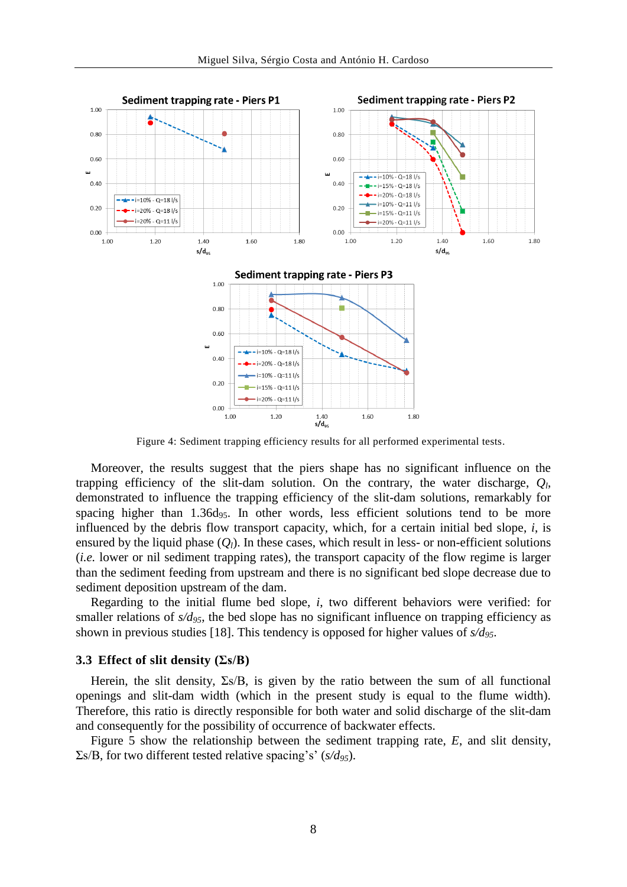Figure 4: Sediment trapping efficiency results for all performed experimental tests.

Moreover, the results suggest that the piers shape has no significant influence on the trapping efficiency of the slit-dam solution. On the contrary, the water discharge, $Q_l$, demonstrated to influence the trapping efficiency of the slit-dam solutions, remarkably for spacing higher than $1.36d_{95}$. In other words, less efficient solutions tend to be more influenced by the debris flow transport capacity, which, for a certain initial bed slope, *i*, is ensured by the liquid phase ($Q_l$). In these cases, which result in less- or non-efficient solutions (*i.e.* lower or nil sediment trapping rates), the transport capacity of the flow regime is larger than the sediment feeding from upstream and there is no significant bed slope decrease due to sediment deposition upstream of the dam.

Regarding to the initial flume bed slope, *i*, two different behaviors were verified: for smaller relations of $s/d_{95}$, the bed slope has no significant influence on trapping efficiency as shown in previous studies [18]. This tendency is opposed for higher values of $s/d_{95}$.

### 3.3 Effect of slit density (Σs/B)

Herein, the slit density, Σs/B, is given by the ratio between the sum of all functional openings and slit-dam width (which in the present study is equal to the flume width). Therefore, this ratio is directly responsible for both water and solid discharge of the slit-dam and consequently for the possibility of occurrence of backwater effects.

Figure 5 show the relationship between the sediment trapping rate, *E*, and slit density, Σs/B, for two different tested relative spacing's' ($s/d_{95}$).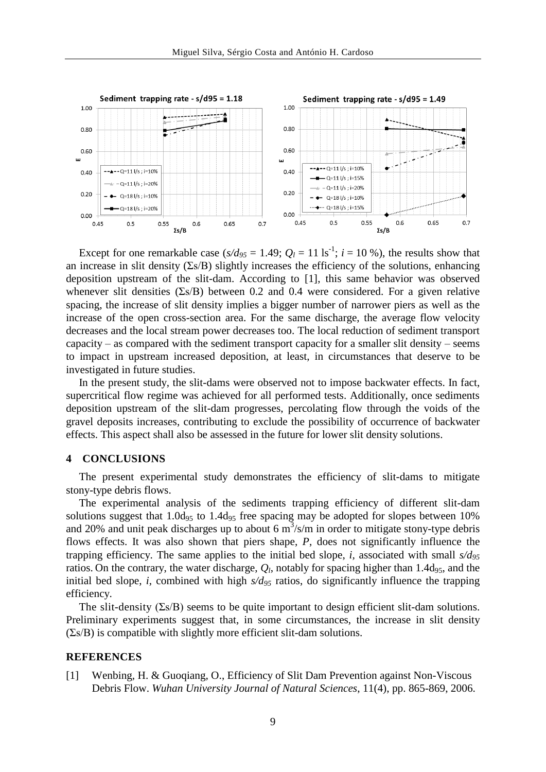Except for one remarkable case ($s/d_{95}$ = 1.49; $Q_l$ = 11 $ls^{-1}$; $i$ = 10 %), the results show that an increase in slit density (Σs/B) slightly increases the efficiency of the solutions, enhancing deposition upstream of the slit-dam. According to [1], this same behavior was observed whenever slit densities (Σs/B) between 0.2 and 0.4 were considered. For a given relative spacing, the increase of slit density implies a bigger number of narrower piers as well as the increase of the open cross-section area. For the same discharge, the average flow velocity decreases and the local stream power decreases too. The local reduction of sediment transport capacity – as compared with the sediment transport capacity for a smaller slit density – seems to impact in upstream increased deposition, at least, in circumstances that deserve to be investigated in future studies.

In the present study, the slit-dams were observed not to impose backwater effects. In fact, supercritical flow regime was achieved for all performed tests. Additionally, once sediments deposition upstream of the slit-dam progresses, percolating flow through the voids of the gravel deposits increases, contributing to exclude the possibility of occurrence of backwater effects. This aspect shall also be assessed in the future for lower slit density solutions.

## 4 CONCLUSIONS

The present experimental study demonstrates the efficiency of slit-dams to mitigate stony-type debris flows.

The experimental analysis of the sediments trapping efficiency of different slit-dam solutions suggest that $1.0d_{95}$ to $1.4d_{95}$ free spacing may be adopted for slopes between 10% and 20% and unit peak discharges up to about 6 $m^3$/s/m in order to mitigate stony-type debris flows effects. It was also shown that piers shape, *P*, does not significantly influence the trapping efficiency. The same applies to the initial bed slope, *i*, associated with small $s/d_{95}$ ratios. On the contrary, the water discharge, $Q_l$, notably for spacing higher than $1.4d_{95}$, and the initial bed slope, *i*, combined with high $s/d_{95}$ ratios, do significantly influence the trapping efficiency.

The slit-density (Σs/B) seems to be quite important to design efficient slit-dam solutions. Preliminary experiments suggest that, in some circumstances, the increase in slit density (Σs/B) is compatible with slightly more efficient slit-dam solutions.

## REFERENCES

[1] Wenbing, H. & Guoqiang, O., Efficiency of Slit Dam Prevention against Non-Viscous Debris Flow. *Wuhan University Journal of Natural Sciences*, 11(4), pp. 865-869, 2006.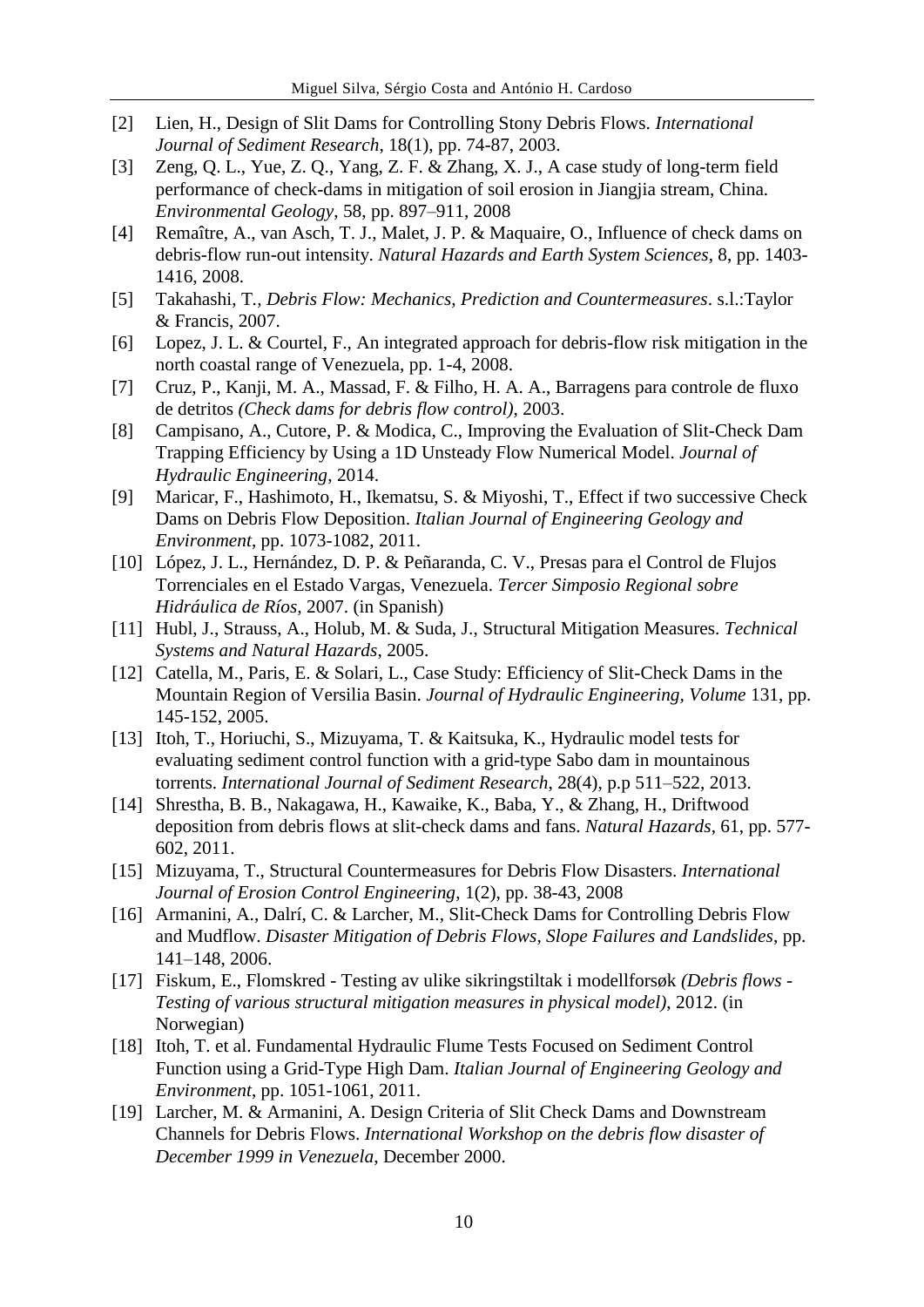[2] Lien, H., Design of Slit Dams for Controlling Stony Debris Flows. *International Journal of Sediment Research*, 18(1), pp. 74-87, 2003.

[3] Zeng, Q. L., Yue, Z. Q., Yang, Z. F. & Zhang, X. J., A case study of long-term field performance of check-dams in mitigation of soil erosion in Jiangjia stream, China. *Environmental Geology*, 58, pp. 897–911, 2008

[4] Remaître, A., van Asch, T. J., Malet, J. P. & Maquaire, O., Influence of check dams on debris-flow run-out intensity. *Natural Hazards and Earth System Sciences*, 8, pp. 1403-1416, 2008.

[5] Takahashi, T., *Debris Flow: Mechanics, Prediction and Countermeasures*. s.l.:Taylor & Francis, 2007.

[6] Lopez, J. L. & Courtel, F., An integrated approach for debris-flow risk mitigation in the north coastal range of Venezuela, pp. 1-4, 2008.

[7] Cruz, P., Kanji, M. A., Massad, F. & Filho, H. A. A., Barragens para controle de fluxo de detritos *(Check dams for debris flow control)*, 2003.

[8] Campisano, A., Cutore, P. & Modica, C., Improving the Evaluation of Slit-Check Dam Trapping Efficiency by Using a 1D Unsteady Flow Numerical Model. *Journal of Hydraulic Engineering*, 2014.

[9] Maricar, F., Hashimoto, H., Ikematsu, S. & Miyoshi, T., Effect if two successive Check Dams on Debris Flow Deposition. *Italian Journal of Engineering Geology and Environment*, pp. 1073-1082, 2011.

[10] López, J. L., Hernández, D. P. & Peñaranda, C. V., Presas para el Control de Flujos Torrenciales en el Estado Vargas, Venezuela. *Tercer Simposio Regional sobre Hidráulica de Ríos*, 2007. (in Spanish)

[11] Hubl, J., Strauss, A., Holub, M. & Suda, J., Structural Mitigation Measures. *Technical Systems and Natural Hazards*, 2005.

[12] Catella, M., Paris, E. & Solari, L., Case Study: Efficiency of Slit-Check Dams in the Mountain Region of Versilia Basin. *Journal of Hydraulic Engineering, Volume* 131, pp. 145-152, 2005.

[13] Itoh, T., Horiuchi, S., Mizuyama, T. & Kaitsuka, K., Hydraulic model tests for evaluating sediment control function with a grid-type Sabo dam in mountainous torrents. *International Journal of Sediment Research*, 28(4), p.p 511–522, 2013.

[14] Shrestha, B. B., Nakagawa, H., Kawaike, K., Baba, Y., & Zhang, H., Driftwood deposition from debris flows at slit-check dams and fans. *Natural Hazards*, 61, pp. 577-602, 2011.

[15] Mizuyama, T., Structural Countermeasures for Debris Flow Disasters. *International Journal of Erosion Control Engineering*, 1(2), pp. 38-43, 2008

[16] Armanini, A., Dalrí, C. & Larcher, M., Slit-Check Dams for Controlling Debris Flow and Mudflow. *Disaster Mitigation of Debris Flows, Slope Failures and Landslides*, pp. 141–148, 2006.

[17] Fiskum, E., Flomskred - Testing av ulike sikringstiltak i modellforsøk *(Debris flows - Testing of various structural mitigation measures in physical model)*, 2012. (in Norwegian)

[18] Itoh, T. et al. Fundamental Hydraulic Flume Tests Focused on Sediment Control Function using a Grid-Type High Dam. *Italian Journal of Engineering Geology and Environment*, pp. 1051-1061, 2011.

[19] Larcher, M. & Armanini, A. Design Criteria of Slit Check Dams and Downstream Channels for Debris Flows. *International Workshop on the debris flow disaster of December 1999 in Venezuela*, December 2000.